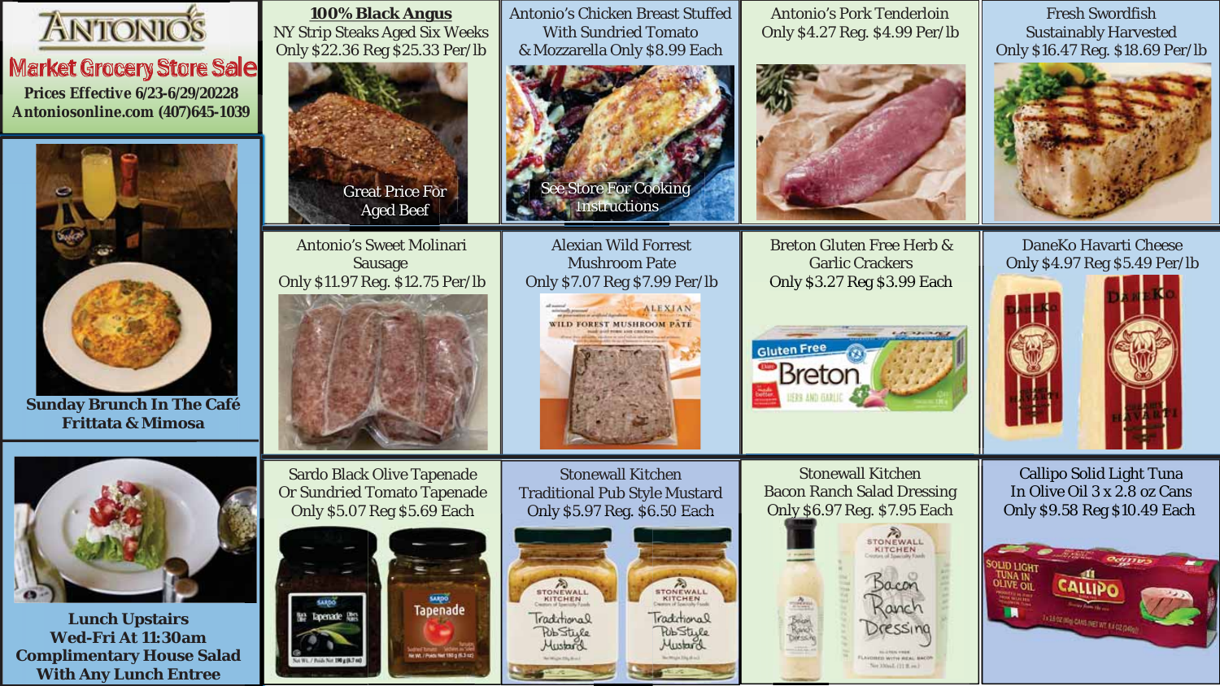# Antonio's

## Market Grocery Store Sale

**Prices Effective 6/23-6/29/20228**
**Antoniosonline.com (407)645-1039**

**Sunday Brunch In The Café**
**Frittata & Mimosa**

**Lunch Upstairs**
**Wed-Fri At 11:30am**
**Complimentary House Salad**
**With Any Lunch Entree**

---

**100% Black Angus**
NY Strip Steaks Aged Six Weeks
Only $22.36 Reg $25.33 Per/lb
Great Price For Aged Beef

Antonio's Chicken Breast Stuffed With Sundried Tomato & Mozzarella Only $8.99 Each
See Store For Cooking Instructions

Antonio's Pork Tenderloin
Only $4.27 Reg. $4.99 Per/lb

Fresh Swordfish
Sustainably Harvested
Only $16.47 Reg. $18.69 Per/lb

Antonio's Sweet Molinari Sausage
Only $11.97 Reg. $12.75 Per/lb

Alexian Wild Forrest Mushroom Pate
Only $7.07 Reg $7.99 Per/lb

Breton Gluten Free Herb & Garlic Crackers
Only $3.27 Reg $3.99 Each

DaneKo Havarti Cheese
Only $4.97 Reg $5.49 Per/lb

Sardo Black Olive Tapenade Or Sundried Tomato Tapenade
Only $5.07 Reg $5.69 Each

Stonewall Kitchen
Traditional Pub Style Mustard
Only $5.97 Reg. $6.50 Each

Stonewall Kitchen
Bacon Ranch Salad Dressing
Only $6.97 Reg. $7.95 Each

Callipo Solid Light Tuna In Olive Oil 3 x 2.8 oz Cans
Only $9.58 Reg $10.49 Each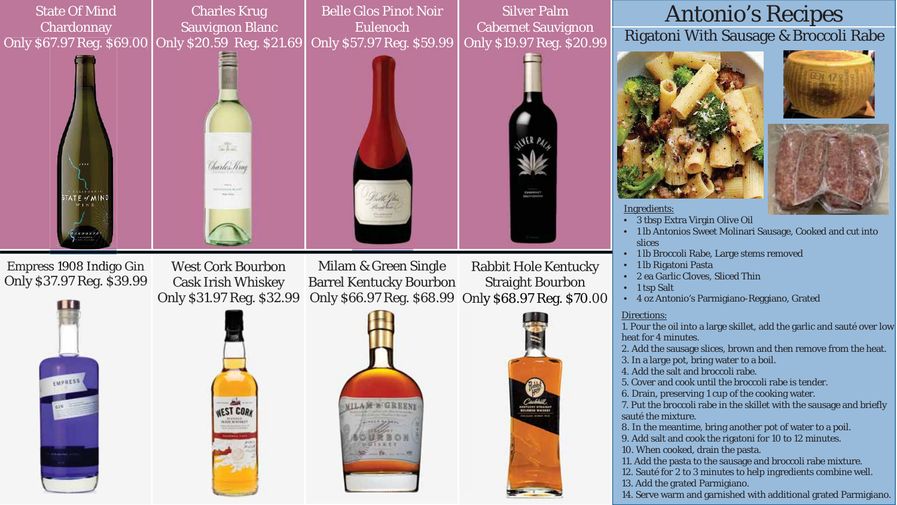State Of Mind Chardonnay
Only $67.97 Reg. $69.00

Charles Krug Sauvignon Blanc
Only $20.59 Reg. $21.69

Belle Glos Pinot Noir Eulenoch
Only $57.97 Reg. $59.99

Silver Palm Cabernet Sauvignon
Only $19.97 Reg. $20.99

Empress 1908 Indigo Gin
Only $37.97 Reg. $39.99

West Cork Bourbon Cask Irish Whiskey
Only $31.97 Reg. $32.99

Milam & Green Single Barrel Kentucky Bourbon
Only $66.97 Reg. $68.99

Rabbit Hole Kentucky Straight Bourbon
Only $68.97 Reg. $70.00

# Antonio's Recipes

## Rigatoni With Sausage & Broccoli Rabe

Ingredients:

- 3 tbsp Extra Virgin Olive Oil
- 1 lb Antonios Sweet Molinari Sausage, Cooked and cut into slices
- 1 lb Broccoli Rabe, Large stems removed
- 1 lb Rigatoni Pasta
- 2 ea Garlic Cloves, Sliced Thin
- 1 tsp Salt
- 4 oz Antonio's Parmigiano-Reggiano, Grated

Directions:

1. Pour the oil into a large skillet, add the garlic and sauté over low heat for 4 minutes.
2. Add the sausage slices, brown and then remove from the heat.
3. In a large pot, bring water to a boil.
4. Add the salt and broccoli rabe.
5. Cover and cook until the broccoli rabe is tender.
6. Drain, preserving 1 cup of the cooking water.
7. Put the broccoli rabe in the skillet with the sausage and briefly sauté the mixture.
8. In the meantime, bring another pot of water to a poil.
9. Add salt and cook the rigatoni for 10 to 12 minutes.
10. When cooked, drain the pasta.
11. Add the pasta to the sausage and broccoli rabe mixture.
12. Sauté for 2 to 3 minutes to help ingredients combine well.
13. Add the grated Parmigiano.
14. Serve warm and garnished with additional grated Parmigiano.